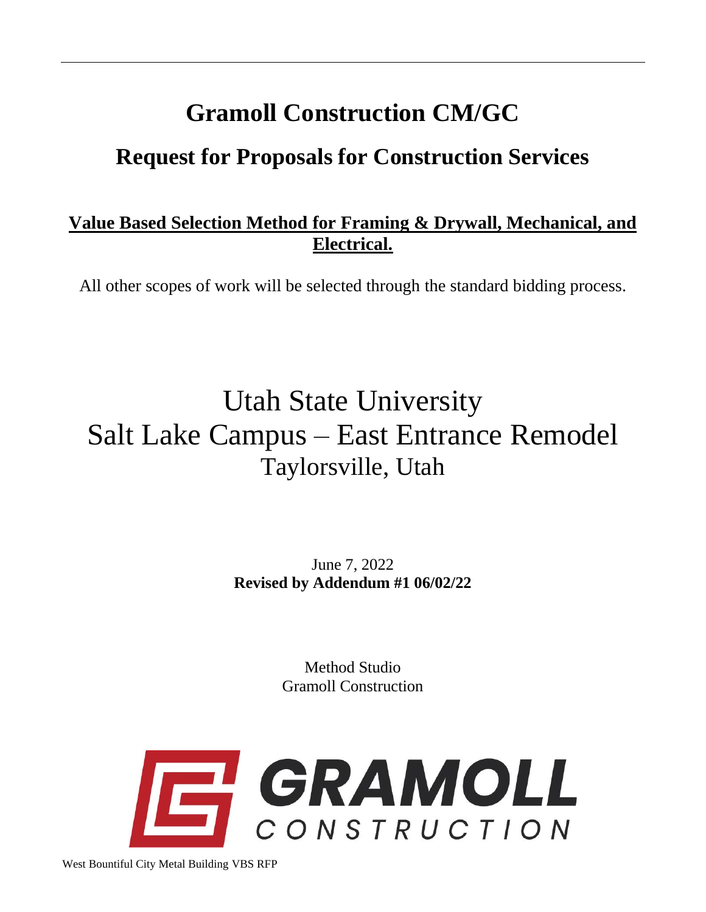# Gramoll Construction CM/GC

## Request for Proposals for Construction Services

**Value Based Selection Method for Framing & Drywall, Mechanical, and Electrical.**

All other scopes of work will be selected through the standard bidding process.

# Utah State University
# Salt Lake Campus – East Entrance Remodel
## Taylorsville, Utah

June 7, 2022
**Revised by Addendum #1 06/02/22**

Method Studio
Gramoll Construction

GRAMOLL CONSTRUCTION

West Bountiful City Metal Building VBS RFP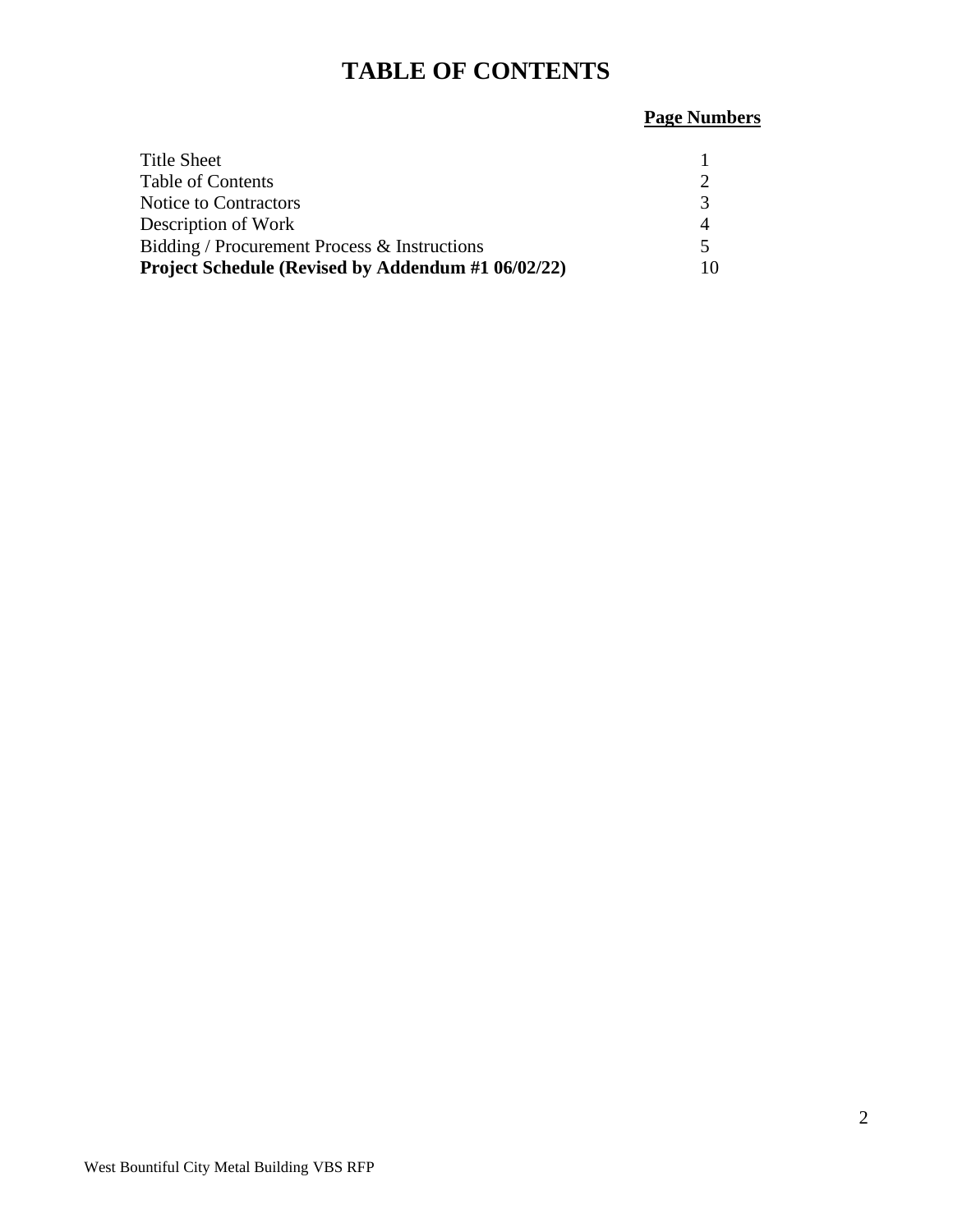# TABLE OF CONTENTS

| | Page Numbers |
|---|---|
| Title Sheet | 1 |
| Table of Contents | 2 |
| Notice to Contractors | 3 |
| Description of Work | 4 |
| Bidding / Procurement Process & Instructions | 5 |
| **Project Schedule (Revised by Addendum #1 06/02/22)** | 10 |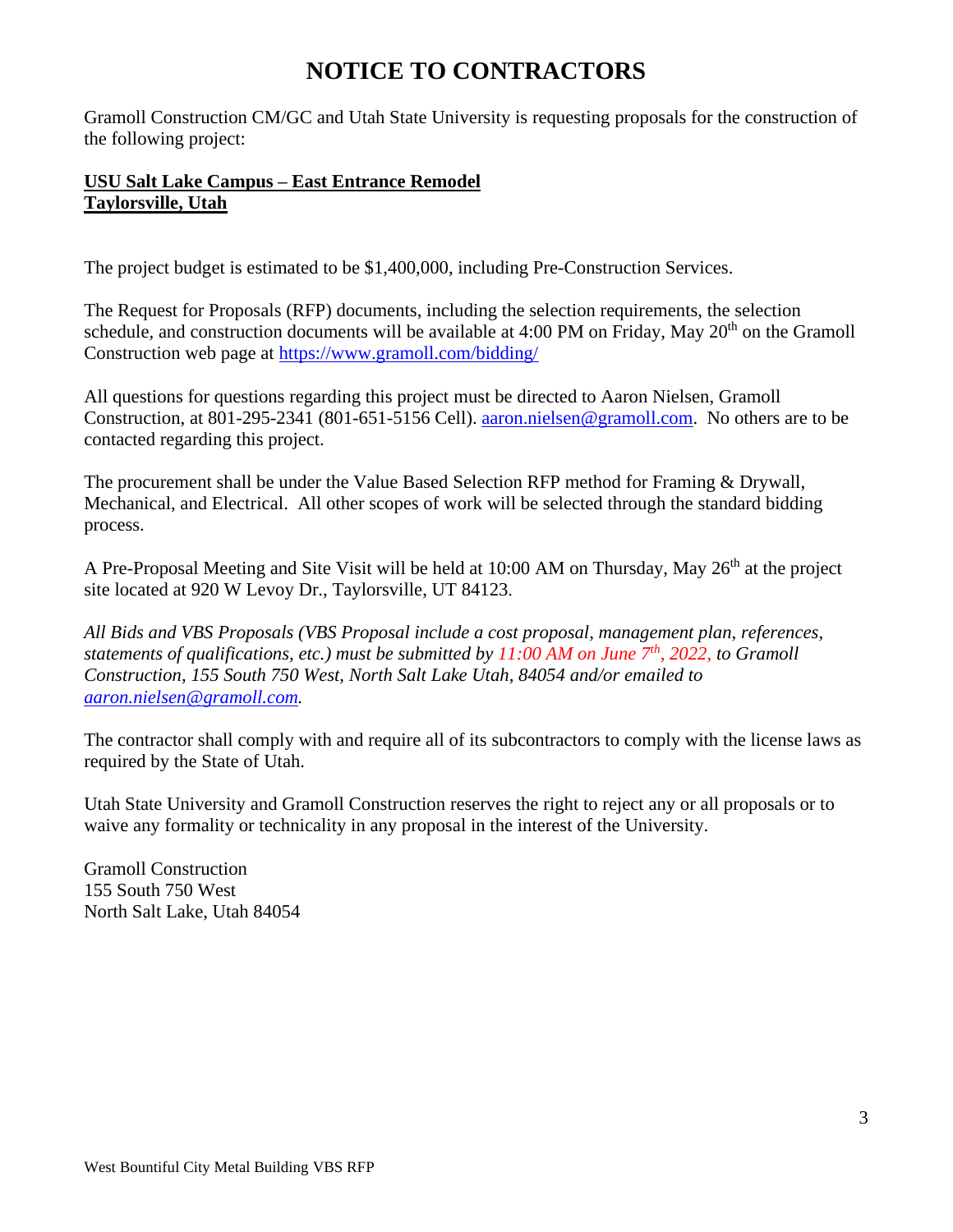# NOTICE TO CONTRACTORS

Gramoll Construction CM/GC and Utah State University is requesting proposals for the construction of the following project:

**USU Salt Lake Campus – East Entrance Remodel**
**Taylorsville, Utah**

The project budget is estimated to be $1,400,000, including Pre-Construction Services.

The Request for Proposals (RFP) documents, including the selection requirements, the selection schedule, and construction documents will be available at 4:00 PM on Friday, May 20th on the Gramoll Construction web page at https://www.gramoll.com/bidding/

All questions for questions regarding this project must be directed to Aaron Nielsen, Gramoll Construction, at 801-295-2341 (801-651-5156 Cell). aaron.nielsen@gramoll.com. No others are to be contacted regarding this project.

The procurement shall be under the Value Based Selection RFP method for Framing & Drywall, Mechanical, and Electrical. All other scopes of work will be selected through the standard bidding process.

A Pre-Proposal Meeting and Site Visit will be held at 10:00 AM on Thursday, May 26th at the project site located at 920 W Levoy Dr., Taylorsville, UT 84123.

*All Bids and VBS Proposals (VBS Proposal include a cost proposal, management plan, references, statements of qualifications, etc.) must be submitted by 11:00 AM on June 7th, 2022, to Gramoll Construction, 155 South 750 West, North Salt Lake Utah, 84054 and/or emailed to aaron.nielsen@gramoll.com.*

The contractor shall comply with and require all of its subcontractors to comply with the license laws as required by the State of Utah.

Utah State University and Gramoll Construction reserves the right to reject any or all proposals or to waive any formality or technicality in any proposal in the interest of the University.

Gramoll Construction
155 South 750 West
North Salt Lake, Utah 84054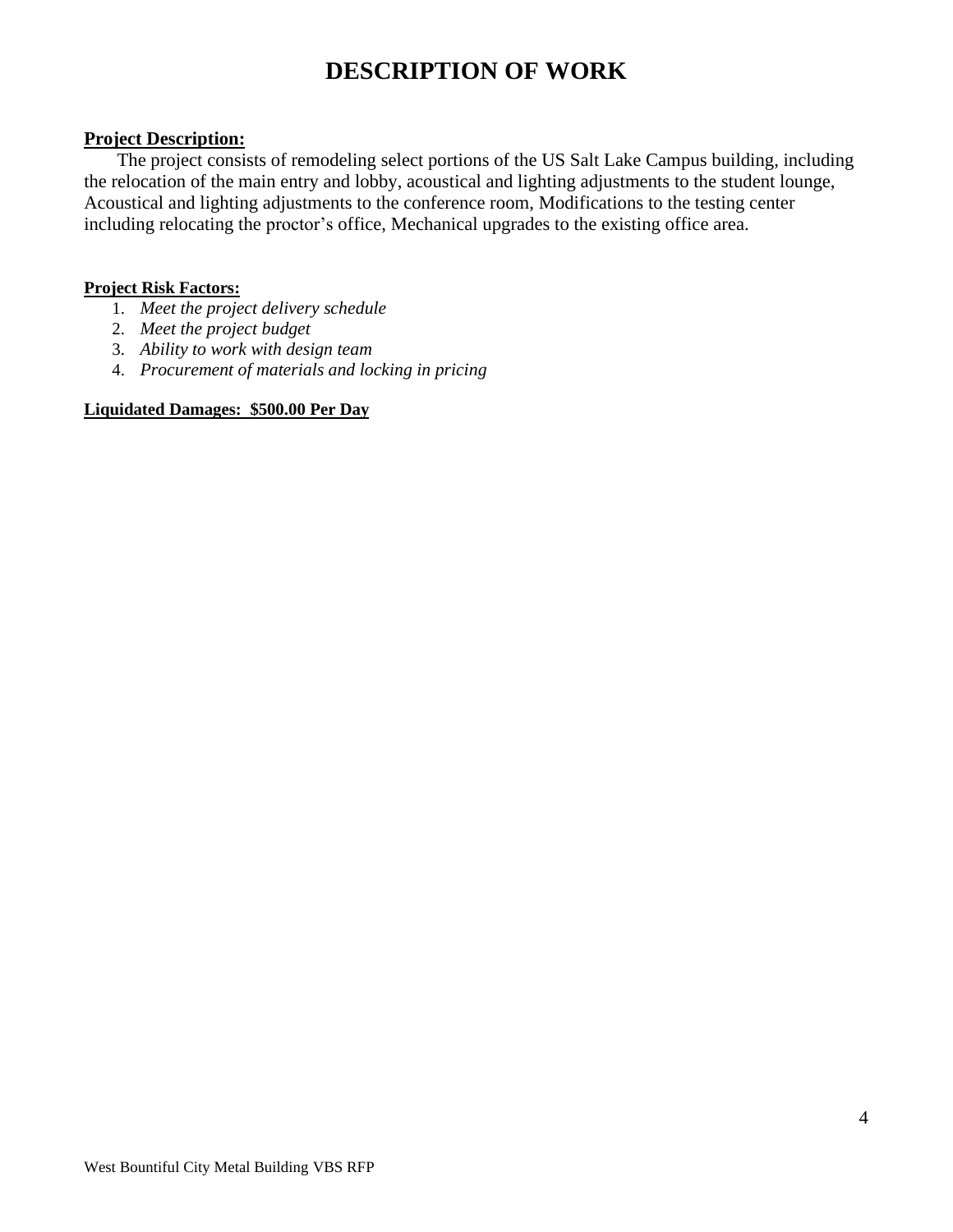# DESCRIPTION OF WORK

**Project Description:**

The project consists of remodeling select portions of the US Salt Lake Campus building, including the relocation of the main entry and lobby, acoustical and lighting adjustments to the student lounge, Acoustical and lighting adjustments to the conference room, Modifications to the testing center including relocating the proctor's office, Mechanical upgrades to the existing office area.

**Project Risk Factors:**

1. *Meet the project delivery schedule*
2. *Meet the project budget*
3. *Ability to work with design team*
4. *Procurement of materials and locking in pricing*

**Liquidated Damages: $500.00 Per Day**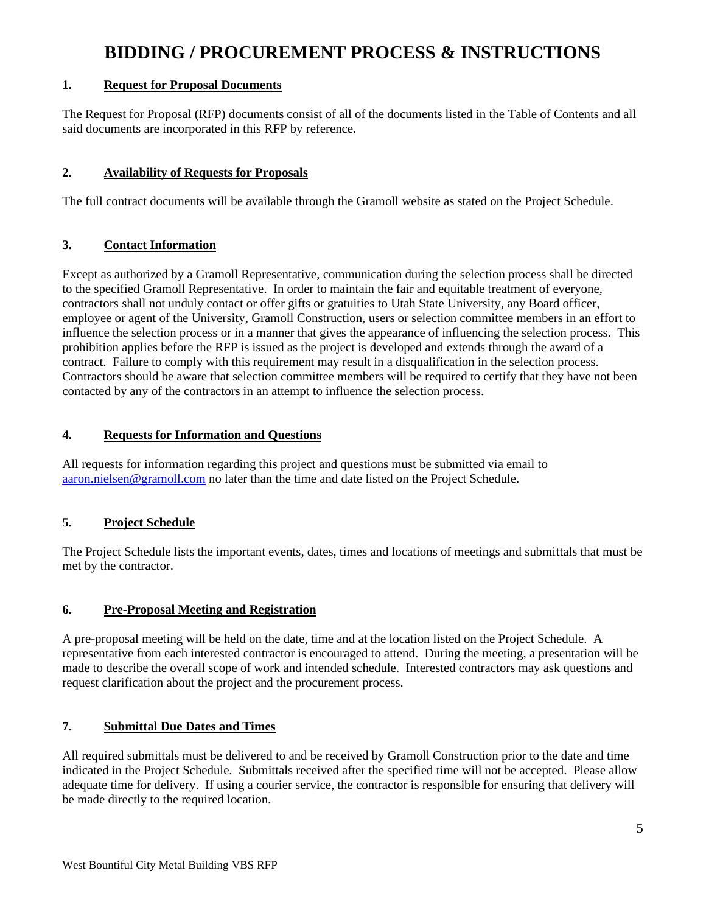# BIDDING / PROCUREMENT PROCESS & INSTRUCTIONS

## 1. Request for Proposal Documents

The Request for Proposal (RFP) documents consist of all of the documents listed in the Table of Contents and all said documents are incorporated in this RFP by reference.

## 2. Availability of Requests for Proposals

The full contract documents will be available through the Gramoll website as stated on the Project Schedule.

## 3. Contact Information

Except as authorized by a Gramoll Representative, communication during the selection process shall be directed to the specified Gramoll Representative. In order to maintain the fair and equitable treatment of everyone, contractors shall not unduly contact or offer gifts or gratuities to Utah State University, any Board officer, employee or agent of the University, Gramoll Construction, users or selection committee members in an effort to influence the selection process or in a manner that gives the appearance of influencing the selection process. This prohibition applies before the RFP is issued as the project is developed and extends through the award of a contract. Failure to comply with this requirement may result in a disqualification in the selection process. Contractors should be aware that selection committee members will be required to certify that they have not been contacted by any of the contractors in an attempt to influence the selection process.

## 4. Requests for Information and Questions

All requests for information regarding this project and questions must be submitted via email to aaron.nielsen@gramoll.com no later than the time and date listed on the Project Schedule.

## 5. Project Schedule

The Project Schedule lists the important events, dates, times and locations of meetings and submittals that must be met by the contractor.

## 6. Pre-Proposal Meeting and Registration

A pre-proposal meeting will be held on the date, time and at the location listed on the Project Schedule. A representative from each interested contractor is encouraged to attend. During the meeting, a presentation will be made to describe the overall scope of work and intended schedule. Interested contractors may ask questions and request clarification about the project and the procurement process.

## 7. Submittal Due Dates and Times

All required submittals must be delivered to and be received by Gramoll Construction prior to the date and time indicated in the Project Schedule. Submittals received after the specified time will not be accepted. Please allow adequate time for delivery. If using a courier service, the contractor is responsible for ensuring that delivery will be made directly to the required location.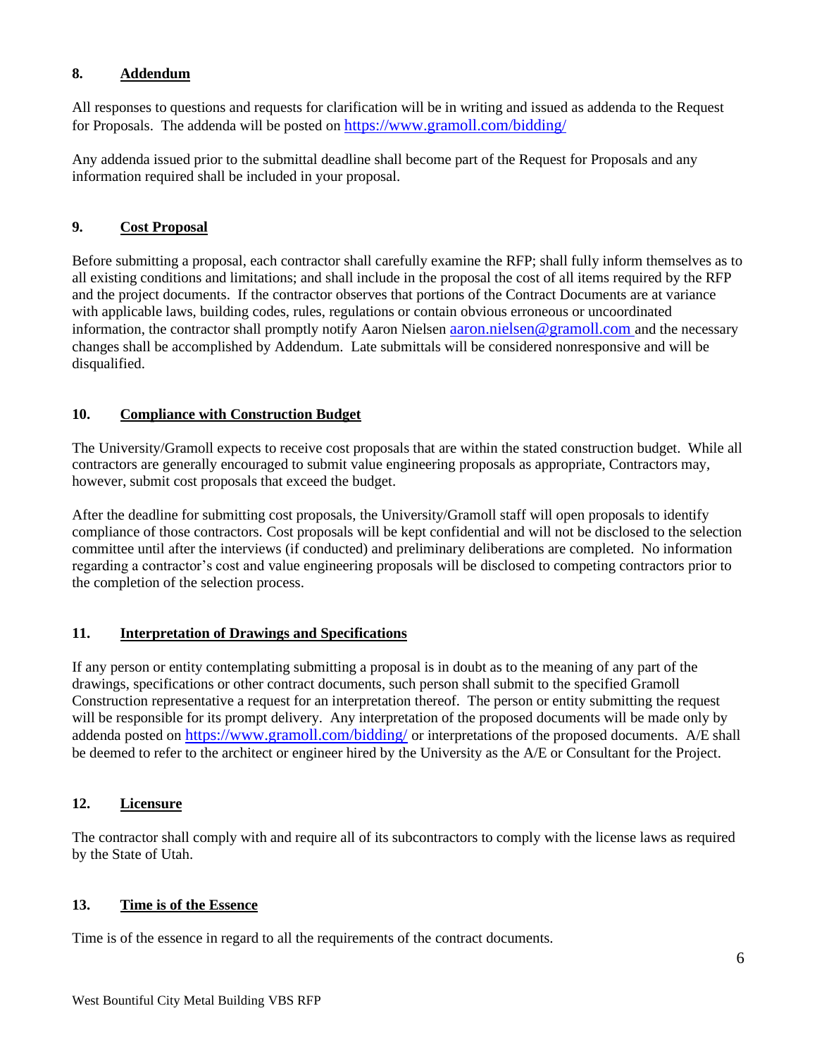## 8. Addendum

All responses to questions and requests for clarification will be in writing and issued as addenda to the Request for Proposals. The addenda will be posted on https://www.gramoll.com/bidding/

Any addenda issued prior to the submittal deadline shall become part of the Request for Proposals and any information required shall be included in your proposal.

## 9. Cost Proposal

Before submitting a proposal, each contractor shall carefully examine the RFP; shall fully inform themselves as to all existing conditions and limitations; and shall include in the proposal the cost of all items required by the RFP and the project documents. If the contractor observes that portions of the Contract Documents are at variance with applicable laws, building codes, rules, regulations or contain obvious erroneous or uncoordinated information, the contractor shall promptly notify Aaron Nielsen aaron.nielsen@gramoll.com and the necessary changes shall be accomplished by Addendum. Late submittals will be considered nonresponsive and will be disqualified.

## 10. Compliance with Construction Budget

The University/Gramoll expects to receive cost proposals that are within the stated construction budget. While all contractors are generally encouraged to submit value engineering proposals as appropriate, Contractors may, however, submit cost proposals that exceed the budget.

After the deadline for submitting cost proposals, the University/Gramoll staff will open proposals to identify compliance of those contractors. Cost proposals will be kept confidential and will not be disclosed to the selection committee until after the interviews (if conducted) and preliminary deliberations are completed. No information regarding a contractor's cost and value engineering proposals will be disclosed to competing contractors prior to the completion of the selection process.

## 11. Interpretation of Drawings and Specifications

If any person or entity contemplating submitting a proposal is in doubt as to the meaning of any part of the drawings, specifications or other contract documents, such person shall submit to the specified Gramoll Construction representative a request for an interpretation thereof. The person or entity submitting the request will be responsible for its prompt delivery. Any interpretation of the proposed documents will be made only by addenda posted on https://www.gramoll.com/bidding/ or interpretations of the proposed documents. A/E shall be deemed to refer to the architect or engineer hired by the University as the A/E or Consultant for the Project.

## 12. Licensure

The contractor shall comply with and require all of its subcontractors to comply with the license laws as required by the State of Utah.

## 13. Time is of the Essence

Time is of the essence in regard to all the requirements of the contract documents.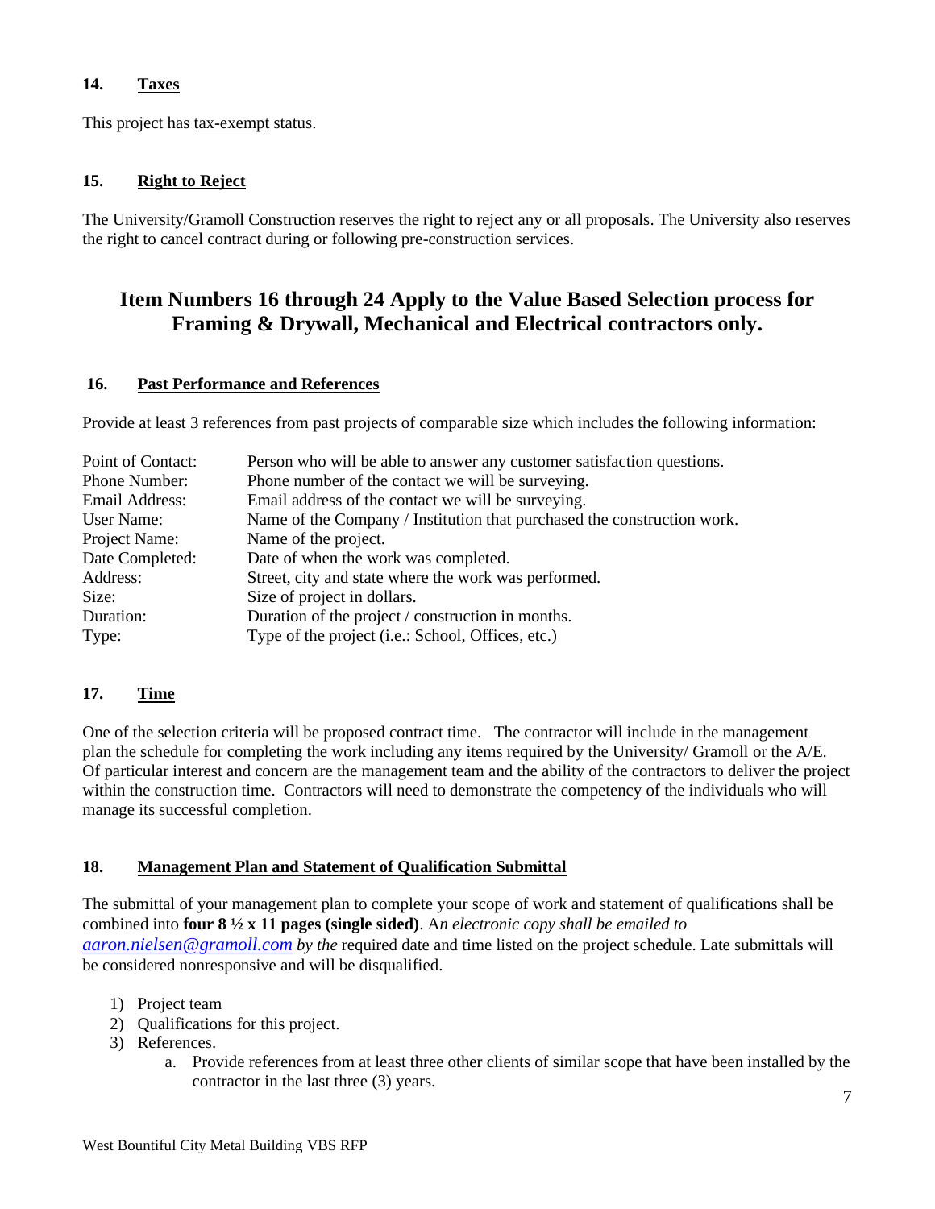### 14. Taxes

This project has tax-exempt status.

### 15. Right to Reject

The University/Gramoll Construction reserves the right to reject any or all proposals. The University also reserves the right to cancel contract during or following pre-construction services.

## Item Numbers 16 through 24 Apply to the Value Based Selection process for Framing & Drywall, Mechanical and Electrical contractors only.

### 16. Past Performance and References

Provide at least 3 references from past projects of comparable size which includes the following information:

| | |
|---|---|
| Point of Contact: | Person who will be able to answer any customer satisfaction questions. |
| Phone Number: | Phone number of the contact we will be surveying. |
| Email Address: | Email address of the contact we will be surveying. |
| User Name: | Name of the Company / Institution that purchased the construction work. |
| Project Name: | Name of the project. |
| Date Completed: | Date of when the work was completed. |
| Address: | Street, city and state where the work was performed. |
| Size: | Size of project in dollars. |
| Duration: | Duration of the project / construction in months. |
| Type: | Type of the project (i.e.: School, Offices, etc.) |

### 17. Time

One of the selection criteria will be proposed contract time. The contractor will include in the management plan the schedule for completing the work including any items required by the University/ Gramoll or the A/E. Of particular interest and concern are the management team and the ability of the contractors to deliver the project within the construction time. Contractors will need to demonstrate the competency of the individuals who will manage its successful completion.

### 18. Management Plan and Statement of Qualification Submittal

The submittal of your management plan to complete your scope of work and statement of qualifications shall be combined into **four 8 ½ x 11 pages (single sided)**. A*n electronic copy shall be emailed to aaron.nielsen@gramoll.com by the* required date and time listed on the project schedule. Late submittals will be considered nonresponsive and will be disqualified.

1) Project team
2) Qualifications for this project.
3) References.
    a. Provide references from at least three other clients of similar scope that have been installed by the contractor in the last three (3) years.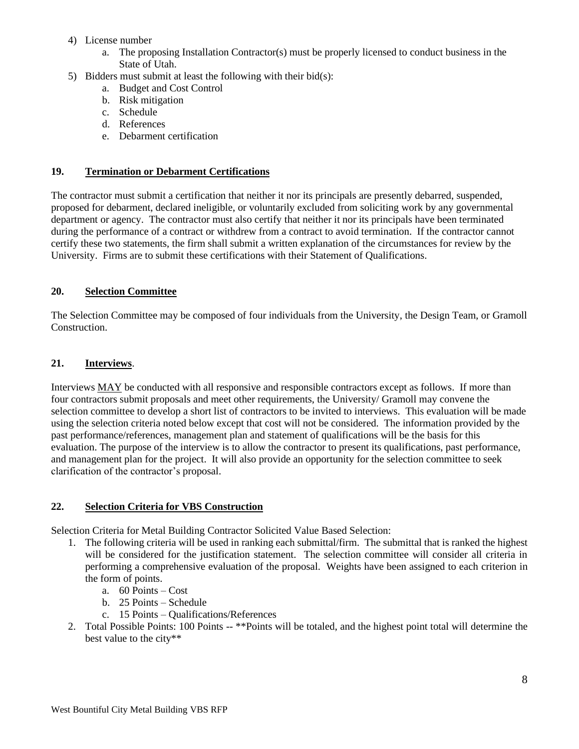4) License number
    a. The proposing Installation Contractor(s) must be properly licensed to conduct business in the State of Utah.
5) Bidders must submit at least the following with their bid(s):
    a. Budget and Cost Control
    b. Risk mitigation
    c. Schedule
    d. References
    e. Debarment certification

## 19. Termination or Debarment Certifications

The contractor must submit a certification that neither it nor its principals are presently debarred, suspended, proposed for debarment, declared ineligible, or voluntarily excluded from soliciting work by any governmental department or agency. The contractor must also certify that neither it nor its principals have been terminated during the performance of a contract or withdrew from a contract to avoid termination. If the contractor cannot certify these two statements, the firm shall submit a written explanation of the circumstances for review by the University. Firms are to submit these certifications with their Statement of Qualifications.

## 20. Selection Committee

The Selection Committee may be composed of four individuals from the University, the Design Team, or Gramoll Construction.

## 21. Interviews.

Interviews MAY be conducted with all responsive and responsible contractors except as follows. If more than four contractors submit proposals and meet other requirements, the University/ Gramoll may convene the selection committee to develop a short list of contractors to be invited to interviews. This evaluation will be made using the selection criteria noted below except that cost will not be considered. The information provided by the past performance/references, management plan and statement of qualifications will be the basis for this evaluation. The purpose of the interview is to allow the contractor to present its qualifications, past performance, and management plan for the project. It will also provide an opportunity for the selection committee to seek clarification of the contractor's proposal.

## 22. Selection Criteria for VBS Construction

Selection Criteria for Metal Building Contractor Solicited Value Based Selection:

1. The following criteria will be used in ranking each submittal/firm. The submittal that is ranked the highest will be considered for the justification statement. The selection committee will consider all criteria in performing a comprehensive evaluation of the proposal. Weights have been assigned to each criterion in the form of points.
    a. 60 Points – Cost
    b. 25 Points – Schedule
    c. 15 Points – Qualifications/References
2. Total Possible Points: 100 Points -- **Points will be totaled, and the highest point total will determine the best value to the city**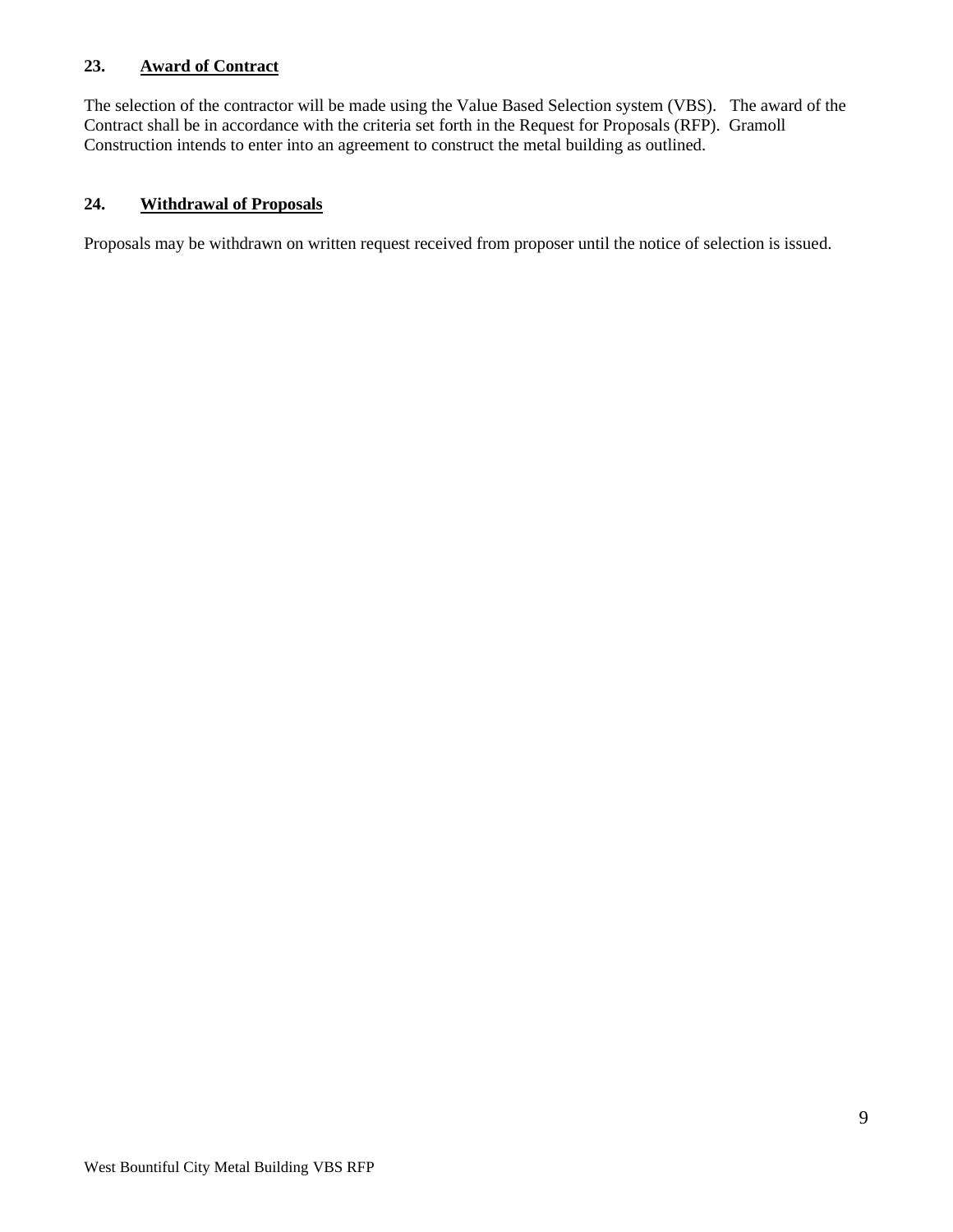## 23. Award of Contract

The selection of the contractor will be made using the Value Based Selection system (VBS). The award of the Contract shall be in accordance with the criteria set forth in the Request for Proposals (RFP). Gramoll Construction intends to enter into an agreement to construct the metal building as outlined.

## 24. Withdrawal of Proposals

Proposals may be withdrawn on written request received from proposer until the notice of selection is issued.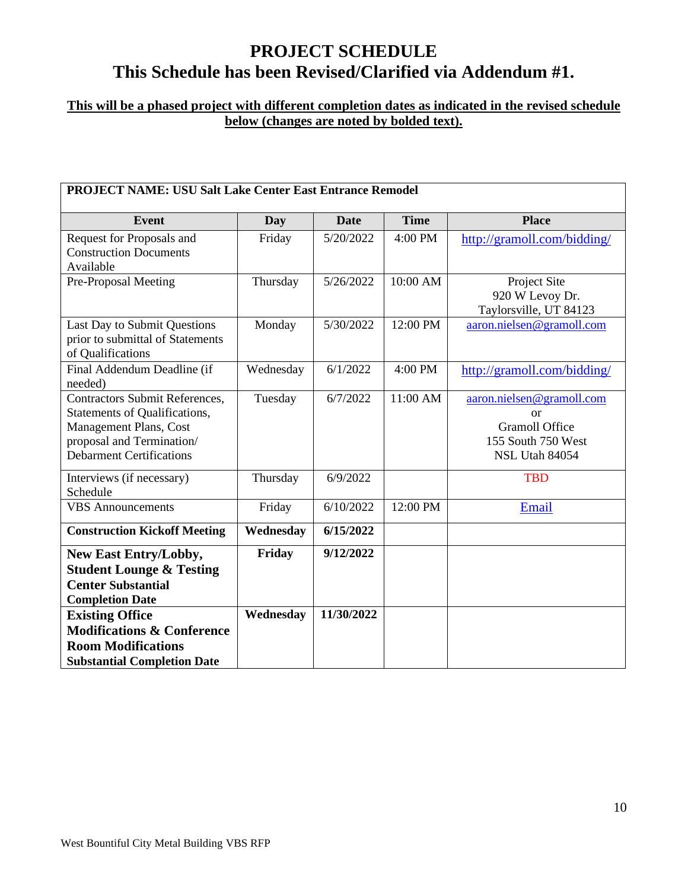# PROJECT SCHEDULE
# This Schedule has been Revised/Clarified via Addendum #1.

**This will be a phased project with different completion dates as indicated in the revised schedule below (changes are noted by bolded text).**

| **PROJECT NAME: USU Salt Lake Center East Entrance Remodel** | | | | |
|---|---|---|---|---|
| **Event** | **Day** | **Date** | **Time** | **Place** |
| Request for Proposals and Construction Documents Available | Friday | 5/20/2022 | 4:00 PM | http://gramoll.com/bidding/ |
| Pre-Proposal Meeting | Thursday | 5/26/2022 | 10:00 AM | Project Site<br>920 W Levoy Dr.<br>Taylorsville, UT 84123 |
| Last Day to Submit Questions prior to submittal of Statements of Qualifications | Monday | 5/30/2022 | 12:00 PM | aaron.nielsen@gramoll.com |
| Final Addendum Deadline (if needed) | Wednesday | 6/1/2022 | 4:00 PM | http://gramoll.com/bidding/ |
| Contractors Submit References, Statements of Qualifications, Management Plans, Cost proposal and Termination/ Debarment Certifications | Tuesday | 6/7/2022 | 11:00 AM | aaron.nielsen@gramoll.com<br>or<br>Gramoll Office<br>155 South 750 West<br>NSL Utah 84054 |
| Interviews (if necessary) Schedule | Thursday | 6/9/2022 | | TBD |
| VBS Announcements | Friday | 6/10/2022 | 12:00 PM | Email |
| **Construction Kickoff Meeting** | **Wednesday** | **6/15/2022** | | |
| **New East Entry/Lobby, Student Lounge & Testing Center Substantial Completion Date** | **Friday** | **9/12/2022** | | |
| **Existing Office Modifications & Conference Room Modifications Substantial Completion Date** | **Wednesday** | **11/30/2022** | | |

West Bountiful City Metal Building VBS RFP